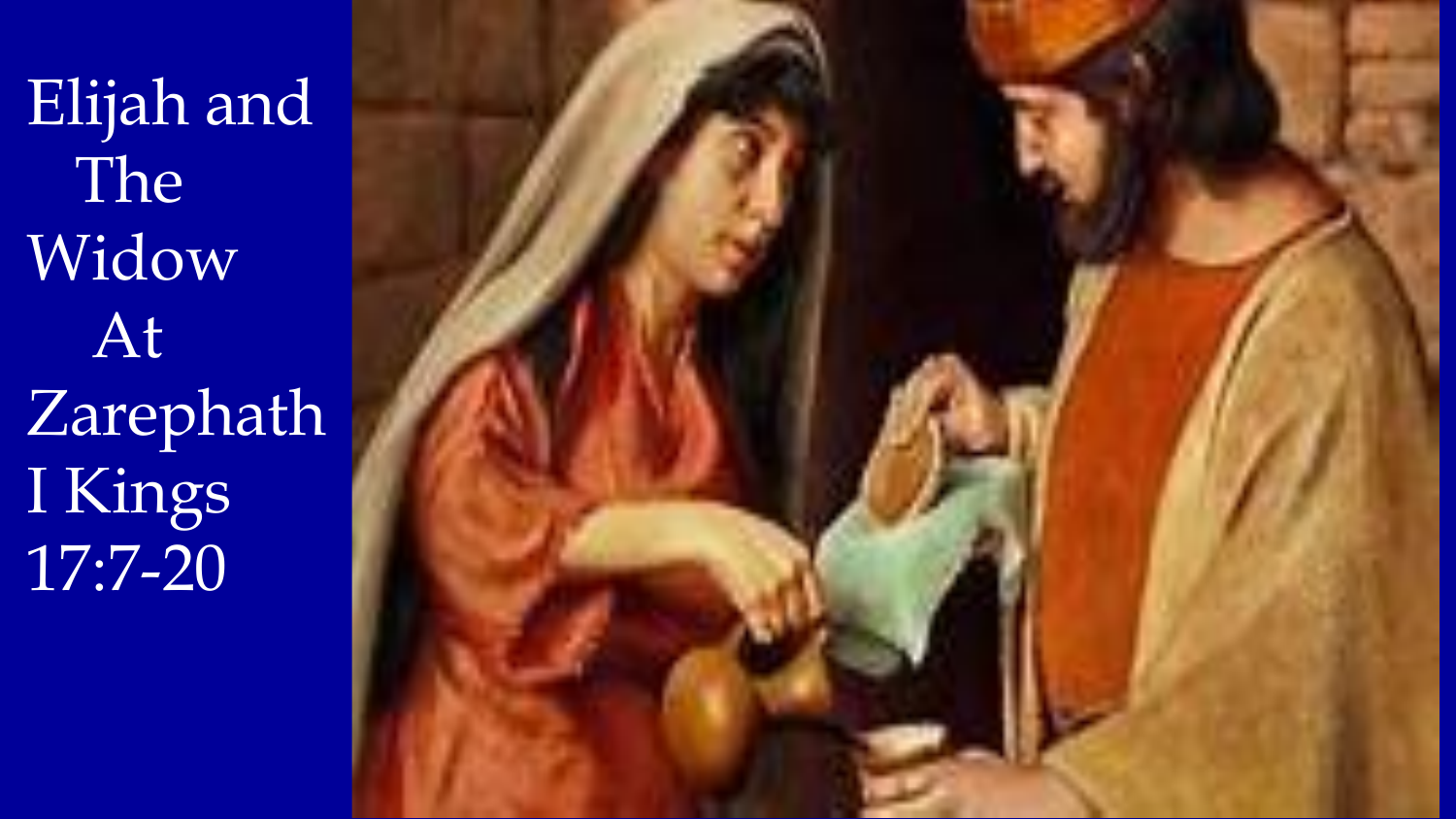# Elijah and The Widow At Zarephath

I Kings 17:7-20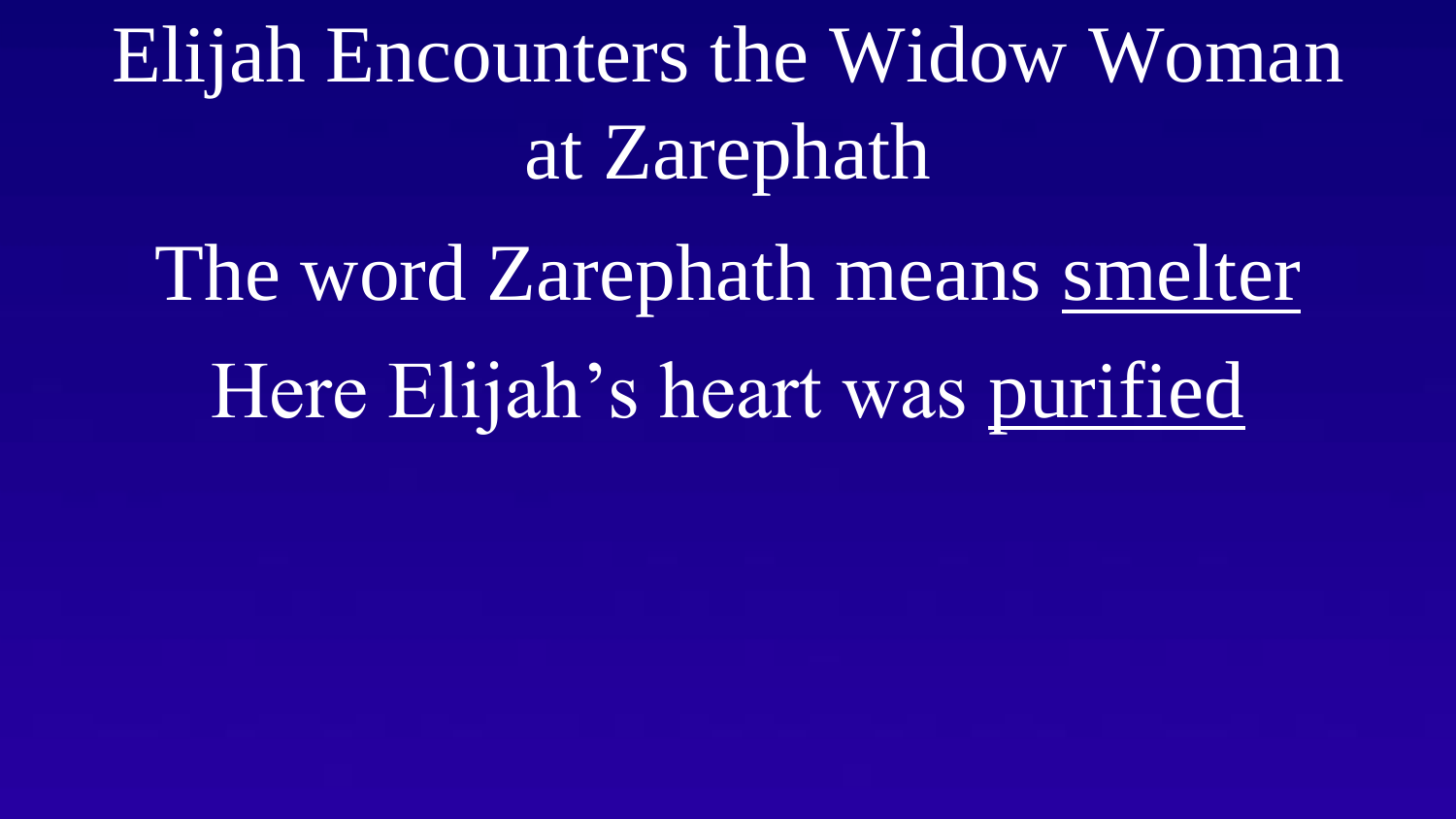# Elijah Encounters the Widow Woman at Zarephath

The word Zarephath means <u>smelter</u>

Here Elijah's heart was <u>purified</u>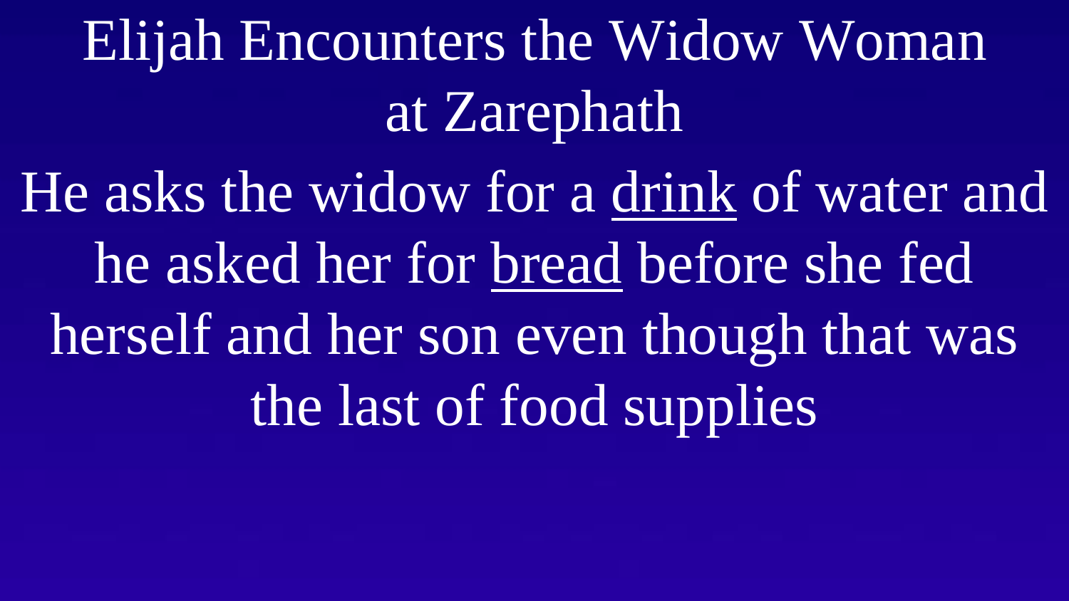# Elijah Encounters the Widow Woman at Zarephath

He asks the widow for a <u>drink</u> of water and he asked her for <u>bread</u> before she fed herself and her son even though that was the last of food supplies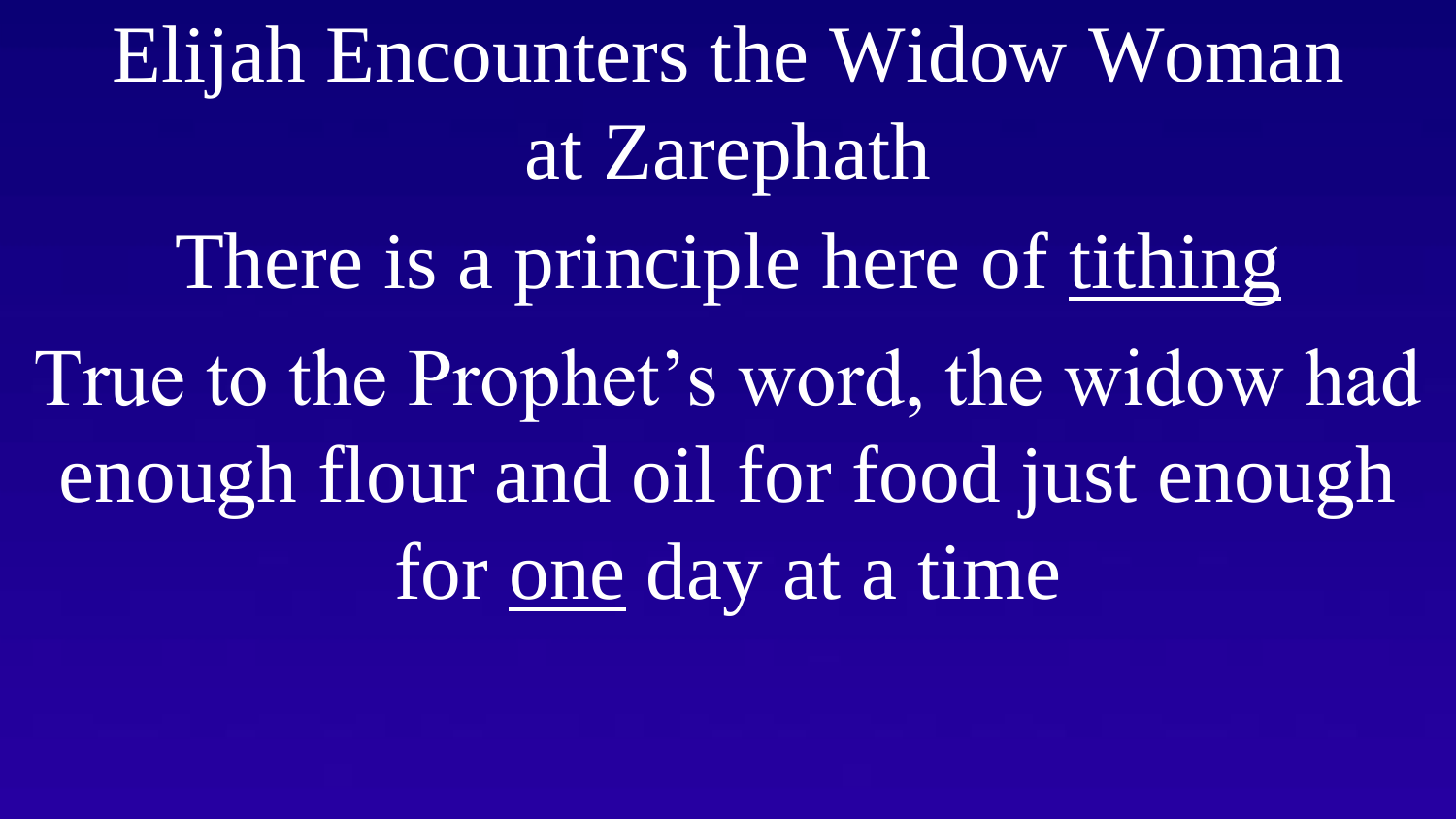# Elijah Encounters the Widow Woman at Zarephath

There is a principle here of <u>tithing</u>

True to the Prophet's word, the widow had enough flour and oil for food just enough for <u>one</u> day at a time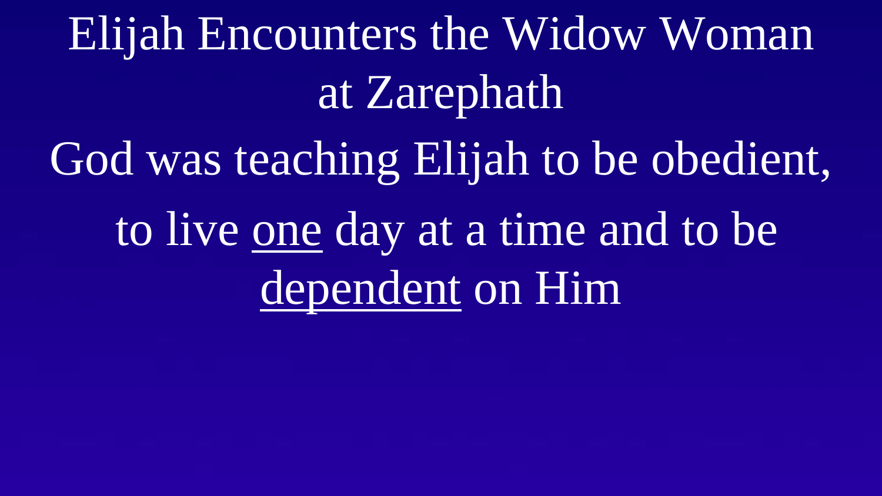# Elijah Encounters the Widow Woman at Zarephath

God was teaching Elijah to be obedient,

to live <u>one</u> day at a time and to be <u>dependent</u> on Him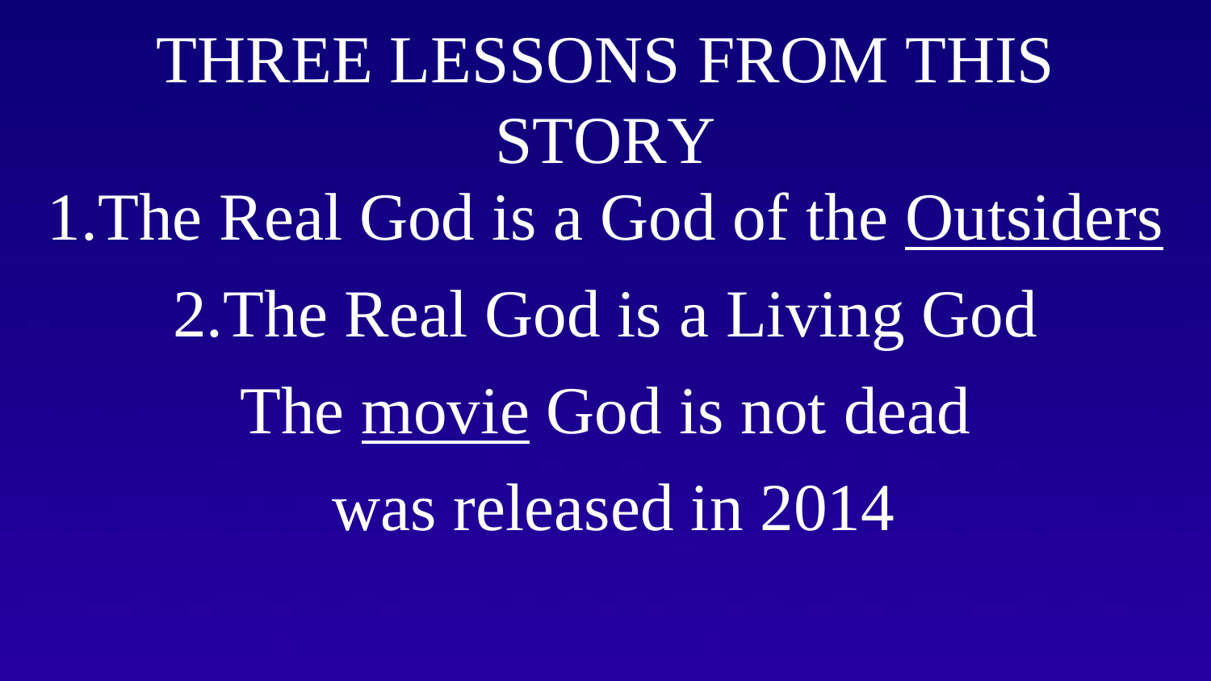# THREE LESSONS FROM THIS STORY

1. The Real God is a God of the <u>Outsiders</u>
2. The Real God is a Living God

The <u>movie</u> God is not dead

was released in 2014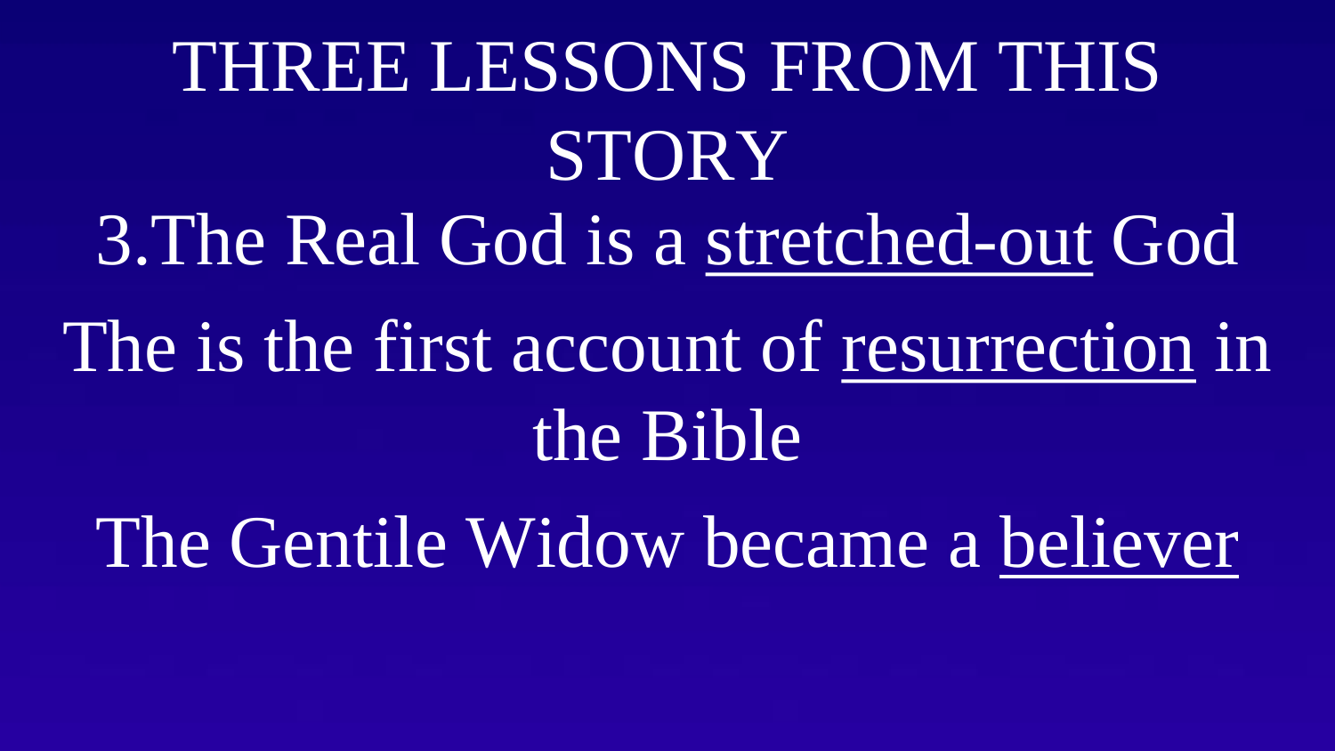# THREE LESSONS FROM THIS STORY

3. The Real God is a stretched-out God

The is the first account of resurrection in the Bible

The Gentile Widow became a believer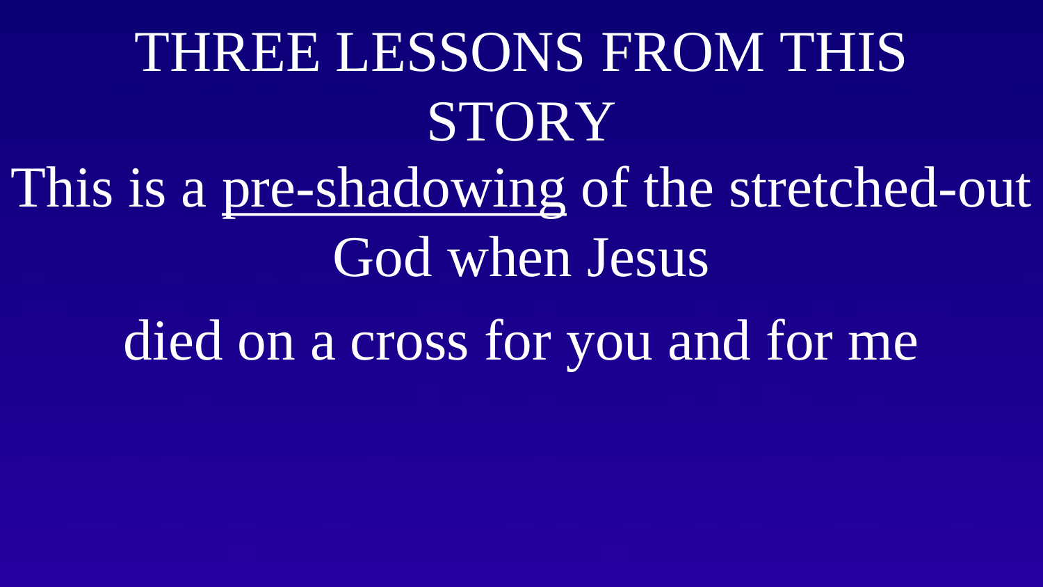# THREE LESSONS FROM THIS STORY

This is a <u>pre-shadowing</u> of the stretched-out God when Jesus

died on a cross for you and for me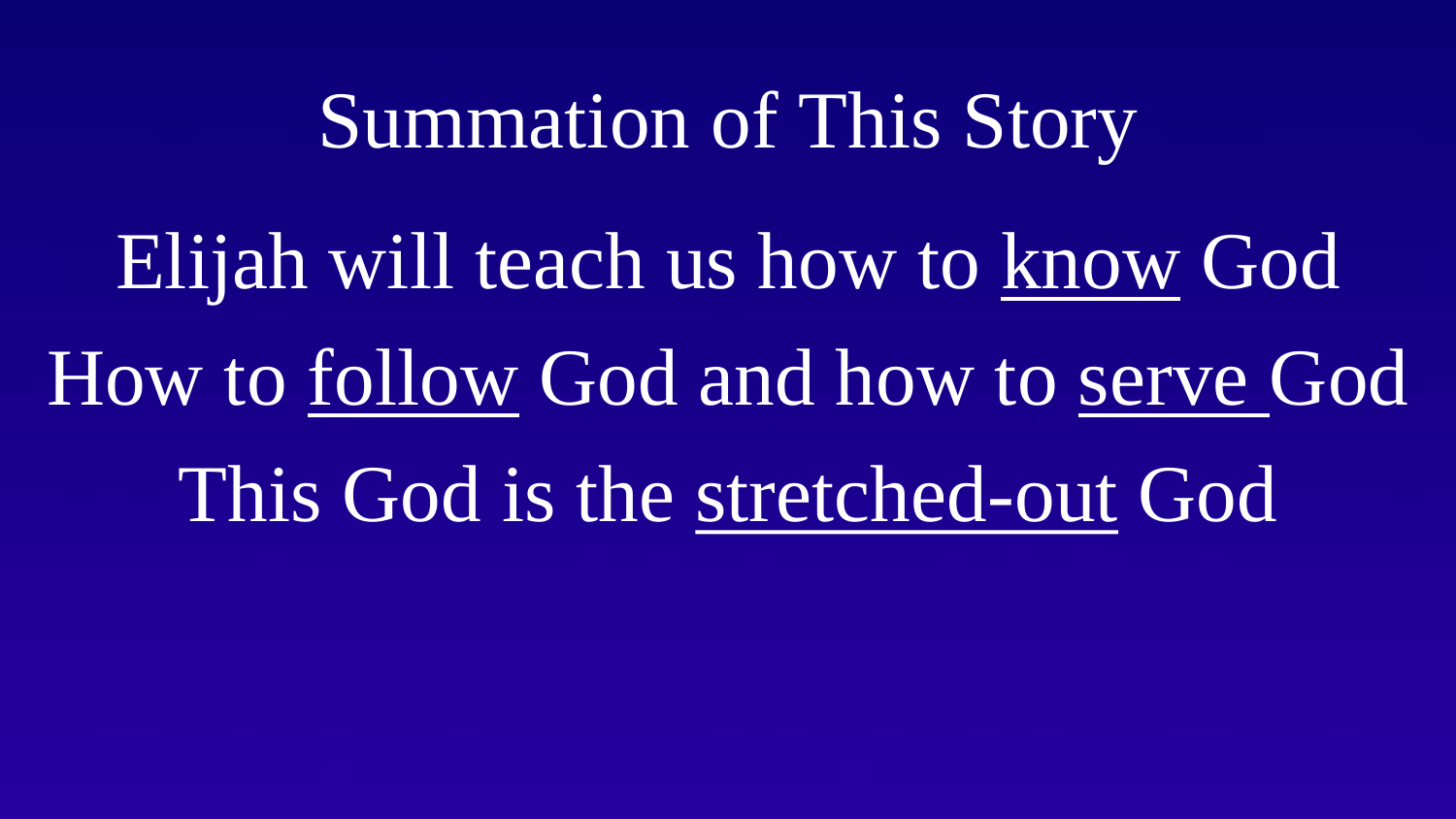# Summation of This Story

Elijah will teach us how to <u>know</u> God

How to <u>follow</u> God and how to <u>serve</u> God

This God is the <u>stretched-out</u> God